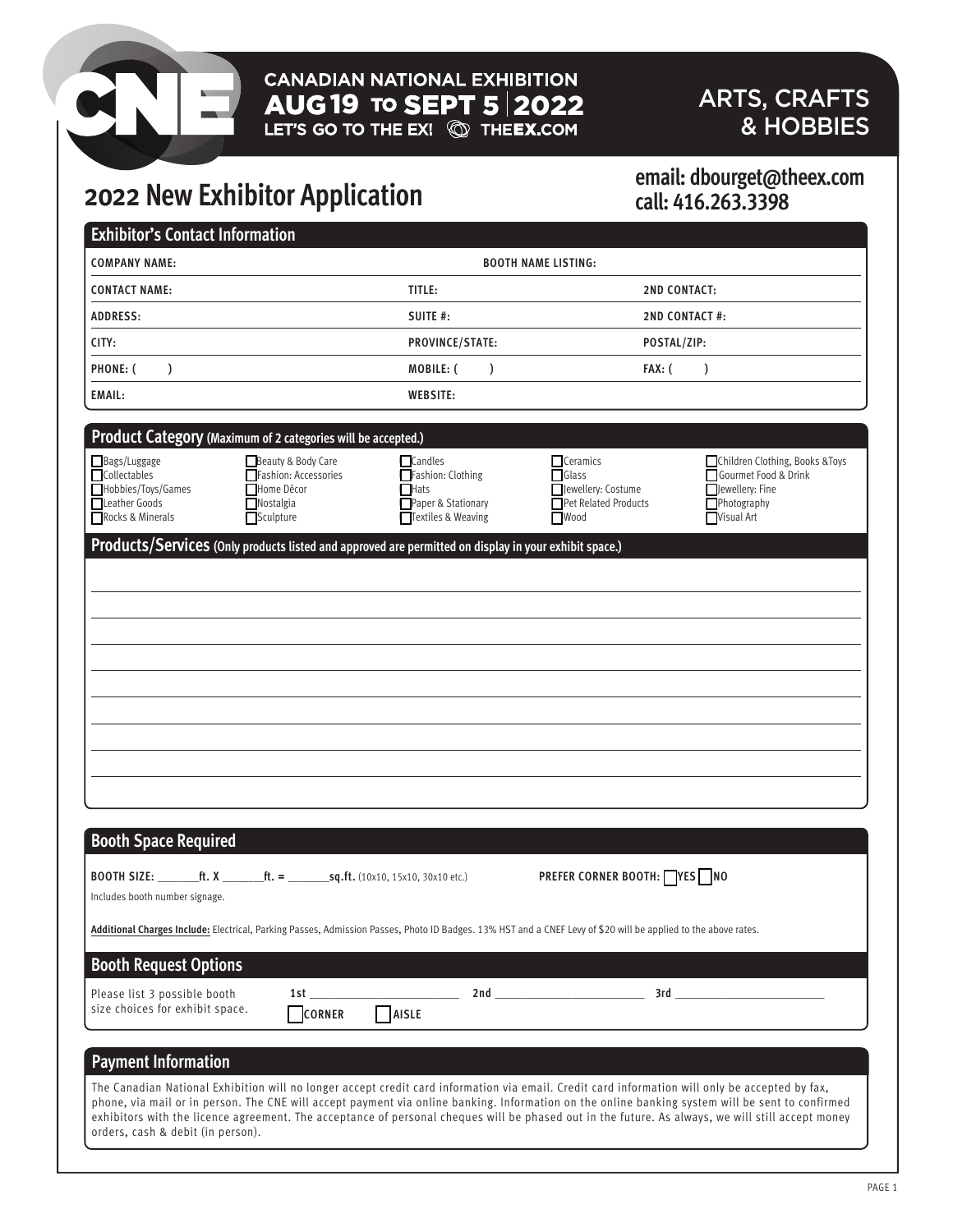CANADIAN NATIONAL EXHIBITION
AUG 19 TO SEPT 5 | 2022
LET'S GO TO THE EX! THEEX.COM

ARTS, CRAFTS & HOBBIES

# 2022 New Exhibitor Application

**email: dbourget@theex.com**
**call: 416.263.3398**

## Exhibitor's Contact Information

| | | |
|---|---|---|
| COMPANY NAME: | BOOTH NAME LISTING: | |
| CONTACT NAME: | TITLE: | 2ND CONTACT: |
| ADDRESS: | SUITE #: | 2ND CONTACT #: |
| CITY: | PROVINCE/STATE: | POSTAL/ZIP: |
| PHONE: ( ) | MOBILE: ( ) | FAX: ( ) |
| EMAIL: | WEBSITE: | |

## Product Category (Maximum of 2 categories will be accepted.)

| | | | | |
|---|---|---|---|---|
| ☐ Bags/Luggage | ☐ Beauty & Body Care | ☐ Candles | ☐ Ceramics | ☐ Children Clothing, Books &Toys |
| ☐ Collectables | ☐ Fashion: Accessories | ☐ Fashion: Clothing | ☐ Glass | ☐ Gourmet Food & Drink |
| ☐ Hobbies/Toys/Games | ☐ Home Décor | ☐ Hats | ☐ Jewellery: Costume | ☐ Jewellery: Fine |
| ☐ Leather Goods | ☐ Nostalgia | ☐ Paper & Stationary | ☐ Pet Related Products | ☐ Photography |
| ☐ Rocks & Minerals | ☐ Sculpture | ☐ Textiles & Weaving | ☐ Wood | ☐ Visual Art |

## Products/Services (Only products listed and approved are permitted on display in your exhibit space.)

## Booth Space Required

**BOOTH SIZE:** _______ **ft. X** _______ **ft. =** _______ **sq.ft.** (10x10, 15x10, 30x10 etc.)

**PREFER CORNER BOOTH:** ☐ YES ☐ NO

Includes booth number signage.

**Additional Charges Include:** Electrical, Parking Passes, Admission Passes, Photo ID Badges. 13% HST and a CNEF Levy of $20 will be applied to the above rates.

## Booth Request Options

Please list 3 possible booth size choices for exhibit space.

1st ________________________ 2nd ________________________ 3rd ________________________

☐ CORNER ☐ AISLE

## Payment Information

The Canadian National Exhibition will no longer accept credit card information via email. Credit card information will only be accepted by fax, phone, via mail or in person. The CNE will accept payment via online banking. Information on the online banking system will be sent to confirmed exhibitors with the licence agreement. The acceptance of personal cheques will be phased out in the future. As always, we will still accept money orders, cash & debit (in person).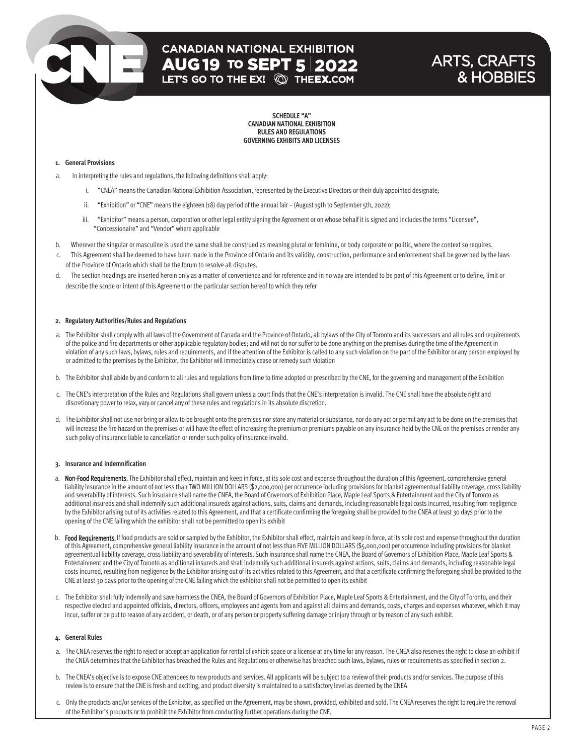**SCHEDULE "A"**
**CANADIAN NATIONAL EXHIBITION**
**RULES AND REGULATIONS**
**GOVERNING EXHIBITS AND LICENSES**

**1. General Provisions**

a. In interpreting the rules and regulations, the following definitions shall apply:

i. "CNEA" means the Canadian National Exhibition Association, represented by the Executive Directors or their duly appointed designate;

ii. "Exhibition" or "CNE" means the eighteen (18) day period of the annual fair – (August 19th to September 5th, 2022);

iii. "Exhibitor" means a person, corporation or other legal entity signing the Agreement or on whose behalf it is signed and includes the terms "Licensee", "Concessionaire" and "Vendor" where applicable

b. Wherever the singular or masculine is used the same shall be construed as meaning plural or feminine, or body corporate or politic, where the context so requires.

c. This Agreement shall be deemed to have been made in the Province of Ontario and its validity, construction, performance and enforcement shall be governed by the laws of the Province of Ontario which shall be the forum to resolve all disputes.

d. The section headings are inserted herein only as a matter of convenience and for reference and in no way are intended to be part of this Agreement or to define, limit or describe the scope or intent of this Agreement or the particular section hereof to which they refer

**2. Regulatory Authorities/Rules and Regulations**

a. The Exhibitor shall comply with all laws of the Government of Canada and the Province of Ontario, all bylaws of the City of Toronto and its successors and all rules and requirements of the police and fire departments or other applicable regulatory bodies; and will not do nor suffer to be done anything on the premises during the time of the Agreement in violation of any such laws, bylaws, rules and requirements, and if the attention of the Exhibitor is called to any such violation on the part of the Exhibitor or any person employed by or admitted to the premises by the Exhibitor, the Exhibitor will immediately cease or remedy such violation

b. The Exhibitor shall abide by and conform to all rules and regulations from time to time adopted or prescribed by the CNE, for the governing and management of the Exhibition

c. The CNE's interpretation of the Rules and Regulations shall govern unless a court finds that the CNE's interpretation is invalid. The CNE shall have the absolute right and discretionary power to relax, vary or cancel any of these rules and regulations in its absolute discretion.

d. The Exhibitor shall not use nor bring or allow to be brought onto the premises nor store any material or substance, nor do any act or permit any act to be done on the premises that will increase the fire hazard on the premises or will have the effect of increasing the premium or premiums payable on any insurance held by the CNE on the premises or render any such policy of insurance liable to cancellation or render such policy of insurance invalid.

**3. Insurance and Indemnification**

a. **Non-Food Requirements**. The Exhibitor shall effect, maintain and keep in force, at its sole cost and expense throughout the duration of this Agreement, comprehensive general liability insurance in the amount of not less than TWO MILLION DOLLARS ($2,000,000) per occurrence including provisions for blanket agreementual liability coverage, cross liability and severability of interests. Such insurance shall name the CNEA, the Board of Governors of Exhibition Place, Maple Leaf Sports & Entertainment and the City of Toronto as additional insureds and shall indemnify such additional insureds against actions, suits, claims and demands, including reasonable legal costs incurred, resulting from negligence by the Exhibitor arising out of its activities related to this Agreement, and that a certificate confirming the foregoing shall be provided to the CNEA at least 30 days prior to the opening of the CNE failing which the exhibitor shall not be permitted to open its exhibit

b. **Food Requirements.** If food products are sold or sampled by the Exhibitor, the Exhibitor shall effect, maintain and keep in force, at its sole cost and expense throughout the duration of this Agreement, comprehensive general liability insurance in the amount of not less than FIVE MILLION DOLLARS ($5,000,000) per occurrence including provisions for blanket agreementual liability coverage, cross liability and severability of interests. Such insurance shall name the CNEA, the Board of Governors of Exhibition Place, Maple Leaf Sports & Entertainment and the City of Toronto as additional insureds and shall indemnify such additional insureds against actions, suits, claims and demands, including reasonable legal costs incurred, resulting from negligence by the Exhibitor arising out of its activities related to this Agreement, and that a certificate confirming the foregoing shall be provided to the CNE at least 30 days prior to the opening of the CNE failing which the exhibitor shall not be permitted to open its exhibit

c. The Exhibitor shall fully indemnify and save harmless the CNEA, the Board of Governors of Exhibition Place, Maple Leaf Sports & Entertainment, and the City of Toronto, and their respective elected and appointed officials, directors, officers, employees and agents from and against all claims and demands, costs, charges and expenses whatever, which it may incur, suffer or be put to reason of any accident, or death, or of any person or property suffering damage or injury through or by reason of any such exhibit.

**4. General Rules**

a. The CNEA reserves the right to reject or accept an application for rental of exhibit space or a license at any time for any reason. The CNEA also reserves the right to close an exhibit if the CNEA determines that the Exhibitor has breached the Rules and Regulations or otherwise has breached such laws, bylaws, rules or requirements as specified in section 2.

b. The CNEA's objective is to expose CNE attendees to new products and services. All applicants will be subject to a review of their products and/or services. The purpose of this review is to ensure that the CNE is fresh and exciting, and product diversity is maintained to a satisfactory level as deemed by the CNEA

c. Only the products and/or services of the Exhibitor, as specified on the Agreement, may be shown, provided, exhibited and sold. The CNEA reserves the right to require the removal of the Exhibitor's products or to prohibit the Exhibitor from conducting further operations during the CNE.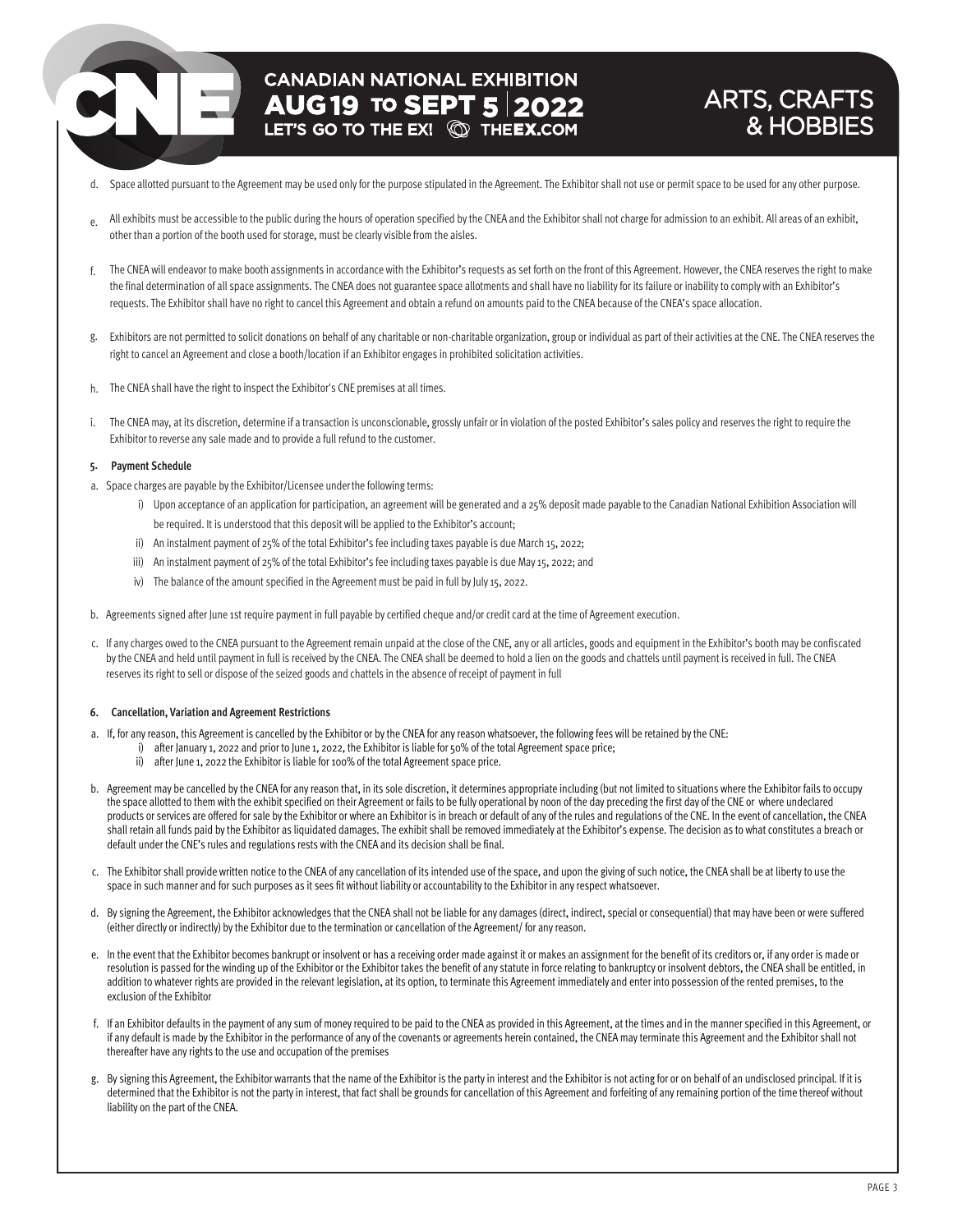d. Space allotted pursuant to the Agreement may be used only for the purpose stipulated in the Agreement. The Exhibitor shall not use or permit space to be used for any other purpose.

e. All exhibits must be accessible to the public during the hours of operation specified by the CNEA and the Exhibitor shall not charge for admission to an exhibit. All areas of an exhibit, other than a portion of the booth used for storage, must be clearly visible from the aisles.

f. The CNEA will endeavor to make booth assignments in accordance with the Exhibitor's requests as set forth on the front of this Agreement. However, the CNEA reserves the right to make the final determination of all space assignments. The CNEA does not guarantee space allotments and shall have no liability for its failure or inability to comply with an Exhibitor's requests. The Exhibitor shall have no right to cancel this Agreement and obtain a refund on amounts paid to the CNEA because of the CNEA's space allocation.

g. Exhibitors are not permitted to solicit donations on behalf of any charitable or non-charitable organization, group or individual as part of their activities at the CNE. The CNEA reserves the right to cancel an Agreement and close a booth/location if an Exhibitor engages in prohibited solicitation activities.

h. The CNEA shall have the right to inspect the Exhibitor's CNE premises at all times.

i. The CNEA may, at its discretion, determine if a transaction is unconscionable, grossly unfair or in violation of the posted Exhibitor's sales policy and reserves the right to require the Exhibitor to reverse any sale made and to provide a full refund to the customer.

**5. Payment Schedule**

a. Space charges are payable by the Exhibitor/Licensee under the following terms:

   i) Upon acceptance of an application for participation, an agreement will be generated and a 25% deposit made payable to the Canadian National Exhibition Association will be required. It is understood that this deposit will be applied to the Exhibitor's account;

   ii) An instalment payment of 25% of the total Exhibitor's fee including taxes payable is due March 15, 2022;

   iii) An instalment payment of 25% of the total Exhibitor's fee including taxes payable is due May 15, 2022; and

   iv) The balance of the amount specified in the Agreement must be paid in full by July 15, 2022.

b. Agreements signed after June 1st require payment in full payable by certified cheque and/or credit card at the time of Agreement execution.

c. If any charges owed to the CNEA pursuant to the Agreement remain unpaid at the close of the CNE, any or all articles, goods and equipment in the Exhibitor's booth may be confiscated by the CNEA and held until payment in full is received by the CNEA. The CNEA shall be deemed to hold a lien on the goods and chattels until payment is received in full. The CNEA reserves its right to sell or dispose of the seized goods and chattels in the absence of receipt of payment in full

**6. Cancellation, Variation and Agreement Restrictions**

a. If, for any reason, this Agreement is cancelled by the Exhibitor or by the CNEA for any reason whatsoever, the following fees will be retained by the CNE:

   i) after January 1, 2022 and prior to June 1, 2022, the Exhibitor is liable for 50% of the total Agreement space price;

   ii) after June 1, 2022 the Exhibitor is liable for 100% of the total Agreement space price.

b. Agreement may be cancelled by the CNEA for any reason that, in its sole discretion, it determines appropriate including (but not limited to situations where the Exhibitor fails to occupy the space allotted to them with the exhibit specified on their Agreement or fails to be fully operational by noon of the day preceding the first day of the CNE or where undeclared products or services are offered for sale by the Exhibitor or where an Exhibitor is in breach or default of any of the rules and regulations of the CNE. In the event of cancellation, the CNEA shall retain all funds paid by the Exhibitor as liquidated damages. The exhibit shall be removed immediately at the Exhibitor's expense. The decision as to what constitutes a breach or default under the CNE's rules and regulations rests with the CNEA and its decision shall be final.

c. The Exhibitor shall provide written notice to the CNEA of any cancellation of its intended use of the space, and upon the giving of such notice, the CNEA shall be at liberty to use the space in such manner and for such purposes as it sees fit without liability or accountability to the Exhibitor in any respect whatsoever.

d. By signing the Agreement, the Exhibitor acknowledges that the CNEA shall not be liable for any damages (direct, indirect, special or consequential) that may have been or were suffered (either directly or indirectly) by the Exhibitor due to the termination or cancellation of the Agreement/ for any reason.

e. In the event that the Exhibitor becomes bankrupt or insolvent or has a receiving order made against it or makes an assignment for the benefit of its creditors or, if any order is made or resolution is passed for the winding up of the Exhibitor or the Exhibitor takes the benefit of any statute in force relating to bankruptcy or insolvent debtors, the CNEA shall be entitled, in addition to whatever rights are provided in the relevant legislation, at its option, to terminate this Agreement immediately and enter into possession of the rented premises, to the exclusion of the Exhibitor

f. If an Exhibitor defaults in the payment of any sum of money required to be paid to the CNEA as provided in this Agreement, at the times and in the manner specified in this Agreement, or if any default is made by the Exhibitor in the performance of any of the covenants or agreements herein contained, the CNEA may terminate this Agreement and the Exhibitor shall not thereafter have any rights to the use and occupation of the premises

g. By signing this Agreement, the Exhibitor warrants that the name of the Exhibitor is the party in interest and the Exhibitor is not acting for or on behalf of an undisclosed principal. If it is determined that the Exhibitor is not the party in interest, that fact shall be grounds for cancellation of this Agreement and forfeiting of any remaining portion of the time thereof without liability on the part of the CNEA.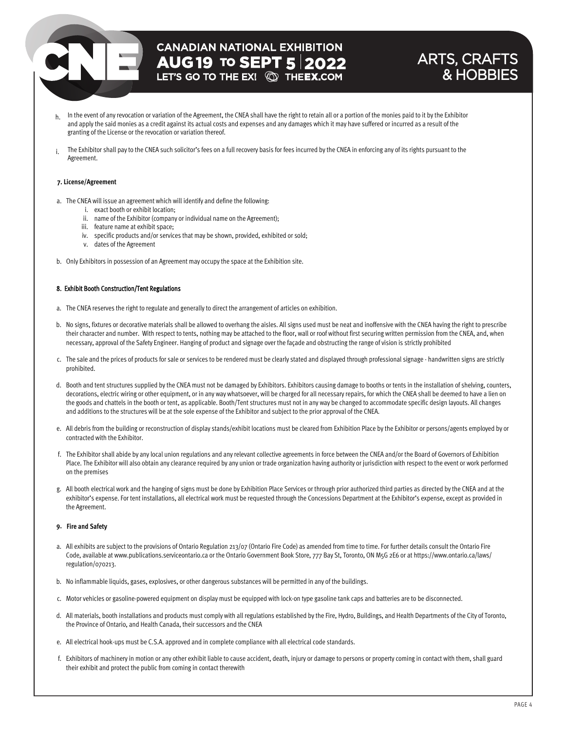h. In the event of any revocation or variation of the Agreement, the CNEA shall have the right to retain all or a portion of the monies paid to it by the Exhibitor and apply the said monies as a credit against its actual costs and expenses and any damages which it may have suffered or incurred as a result of the granting of the License or the revocation or variation thereof.

i. The Exhibitor shall pay to the CNEA such solicitor's fees on a full recovery basis for fees incurred by the CNEA in enforcing any of its rights pursuant to the Agreement.

#### 7. License/Agreement

a. The CNEA will issue an agreement which will identify and define the following:
   i. exact booth or exhibit location;
   ii. name of the Exhibitor (company or individual name on the Agreement);
   iii. feature name at exhibit space;
   iv. specific products and/or services that may be shown, provided, exhibited or sold;
   v. dates of the Agreement

b. Only Exhibitors in possession of an Agreement may occupy the space at the Exhibition site.

#### 8. Exhibit Booth Construction/Tent Regulations

a. The CNEA reserves the right to regulate and generally to direct the arrangement of articles on exhibition.

b. No signs, fixtures or decorative materials shall be allowed to overhang the aisles. All signs used must be neat and inoffensive with the CNEA having the right to prescribe their character and number. With respect to tents, nothing may be attached to the floor, wall or roof without first securing written permission from the CNEA, and, when necessary, approval of the Safety Engineer. Hanging of product and signage over the façade and obstructing the range of vision is strictly prohibited

c. The sale and the prices of products for sale or services to be rendered must be clearly stated and displayed through professional signage - handwritten signs are strictly prohibited.

d. Booth and tent structures supplied by the CNEA must not be damaged by Exhibitors. Exhibitors causing damage to booths or tents in the installation of shelving, counters, decorations, electric wiring or other equipment, or in any way whatsoever, will be charged for all necessary repairs, for which the CNEA shall be deemed to have a lien on the goods and chattels in the booth or tent, as applicable. Booth/Tent structures must not in any way be changed to accommodate specific design layouts. All changes and additions to the structures will be at the sole expense of the Exhibitor and subject to the prior approval of the CNEA.

e. All debris from the building or reconstruction of display stands/exhibit locations must be cleared from Exhibition Place by the Exhibitor or persons/agents employed by or contracted with the Exhibitor.

f. The Exhibitor shall abide by any local union regulations and any relevant collective agreements in force between the CNEA and/or the Board of Governors of Exhibition Place. The Exhibitor will also obtain any clearance required by any union or trade organization having authority or jurisdiction with respect to the event or work performed on the premises

g. All booth electrical work and the hanging of signs must be done by Exhibition Place Services or through prior authorized third parties as directed by the CNEA and at the exhibitor's expense. For tent installations, all electrical work must be requested through the Concessions Department at the Exhibitor's expense, except as provided in the Agreement.

#### 9. Fire and Safety

a. All exhibits are subject to the provisions of Ontario Regulation 213/07 (Ontario Fire Code) as amended from time to time. For further details consult the Ontario Fire Code, available at www.publications.serviceontario.ca or the Ontario Government Book Store, 777 Bay St, Toronto, ON M5G 2E6 or at https://www.ontario.ca/laws/regulation/070213.

b. No inflammable liquids, gases, explosives, or other dangerous substances will be permitted in any of the buildings.

c. Motor vehicles or gasoline-powered equipment on display must be equipped with lock-on type gasoline tank caps and batteries are to be disconnected.

d. All materials, booth installations and products must comply with all regulations established by the Fire, Hydro, Buildings, and Health Departments of the City of Toronto, the Province of Ontario, and Health Canada, their successors and the CNEA

e. All electrical hook-ups must be C.S.A. approved and in complete compliance with all electrical code standards.

f. Exhibitors of machinery in motion or any other exhibit liable to cause accident, death, injury or damage to persons or property coming in contact with them, shall guard their exhibit and protect the public from coming in contact therewith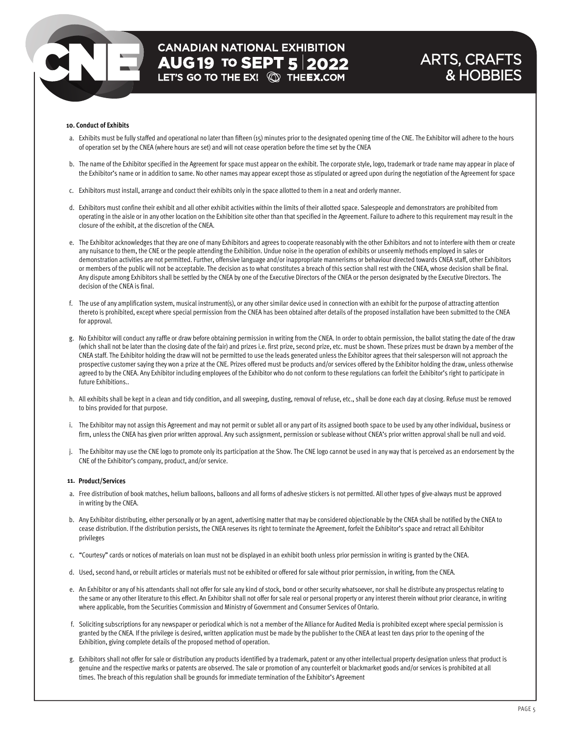#### 10. Conduct of Exhibits

a. Exhibits must be fully staffed and operational no later than fifteen (15) minutes prior to the designated opening time of the CNE. The Exhibitor will adhere to the hours of operation set by the CNEA (where hours are set) and will not cease operation before the time set by the CNEA

b. The name of the Exhibitor specified in the Agreement for space must appear on the exhibit. The corporate style, logo, trademark or trade name may appear in place of the Exhibitor's name or in addition to same. No other names may appear except those as stipulated or agreed upon during the negotiation of the Agreement for space

c. Exhibitors must install, arrange and conduct their exhibits only in the space allotted to them in a neat and orderly manner.

d. Exhibitors must confine their exhibit and all other exhibit activities within the limits of their allotted space. Salespeople and demonstrators are prohibited from operating in the aisle or in any other location on the Exhibition site other than that specified in the Agreement. Failure to adhere to this requirement may result in the closure of the exhibit, at the discretion of the CNEA.

e. The Exhibitor acknowledges that they are one of many Exhibitors and agrees to cooperate reasonably with the other Exhibitors and not to interfere with them or create any nuisance to them, the CNE or the people attending the Exhibition. Undue noise in the operation of exhibits or unseemly methods employed in sales or demonstration activities are not permitted. Further, offensive language and/or inappropriate mannerisms or behaviour directed towards CNEA staff, other Exhibitors or members of the public will not be acceptable. The decision as to what constitutes a breach of this section shall rest with the CNEA, whose decision shall be final. Any dispute among Exhibitors shall be settled by the CNEA by one of the Executive Directors of the CNEA or the person designated by the Executive Directors. The decision of the CNEA is final.

f. The use of any amplification system, musical instrument(s), or any other similar device used in connection with an exhibit for the purpose of attracting attention thereto is prohibited, except where special permission from the CNEA has been obtained after details of the proposed installation have been submitted to the CNEA for approval.

g. No Exhibitor will conduct any raffle or draw before obtaining permission in writing from the CNEA. In order to obtain permission, the ballot stating the date of the draw (which shall not be later than the closing date of the fair) and prizes i.e. first prize, second prize, etc. must be shown. These prizes must be drawn by a member of the CNEA staff. The Exhibitor holding the draw will not be permitted to use the leads generated unless the Exhibitor agrees that their salesperson will not approach the prospective customer saying they won a prize at the CNE. Prizes offered must be products and/or services offered by the Exhibitor holding the draw, unless otherwise agreed to by the CNEA. Any Exhibitor including employees of the Exhibitor who do not conform to these regulations can forfeit the Exhibitor's right to participate in future Exhibitions..

h. All exhibits shall be kept in a clean and tidy condition, and all sweeping, dusting, removal of refuse, etc., shall be done each day at closing. Refuse must be removed to bins provided for that purpose.

i. The Exhibitor may not assign this Agreement and may not permit or sublet all or any part of its assigned booth space to be used by any other individual, business or firm, unless the CNEA has given prior written approval. Any such assignment, permission or sublease without CNEA's prior written approval shall be null and void.

j. The Exhibitor may use the CNE logo to promote only its participation at the Show. The CNE logo cannot be used in any way that is perceived as an endorsement by the CNE of the Exhibitor's company, product, and/or service.

#### 11. Product/Services

a. Free distribution of book matches, helium balloons, balloons and all forms of adhesive stickers is not permitted. All other types of give-always must be approved in writing by the CNEA.

b. Any Exhibitor distributing, either personally or by an agent, advertising matter that may be considered objectionable by the CNEA shall be notified by the CNEA to cease distribution. If the distribution persists, the CNEA reserves its right to terminate the Agreement, forfeit the Exhibitor's space and retract all Exhibitor privileges

c. "Courtesy" cards or notices of materials on loan must not be displayed in an exhibit booth unless prior permission in writing is granted by the CNEA.

d. Used, second hand, or rebuilt articles or materials must not be exhibited or offered for sale without prior permission, in writing, from the CNEA.

e. An Exhibitor or any of his attendants shall not offer for sale any kind of stock, bond or other security whatsoever, nor shall he distribute any prospectus relating to the same or any other literature to this effect. An Exhibitor shall not offer for sale real or personal property or any interest therein without prior clearance, in writing where applicable, from the Securities Commission and Ministry of Government and Consumer Services of Ontario.

f. Soliciting subscriptions for any newspaper or periodical which is not a member of the Alliance for Audited Media is prohibited except where special permission is granted by the CNEA. If the privilege is desired, written application must be made by the publisher to the CNEA at least ten days prior to the opening of the Exhibition, giving complete details of the proposed method of operation.

g. Exhibitors shall not offer for sale or distribution any products identified by a trademark, patent or any other intellectual property designation unless that product is genuine and the respective marks or patents are observed. The sale or promotion of any counterfeit or blackmarket goods and/or services is prohibited at all times. The breach of this regulation shall be grounds for immediate termination of the Exhibitor's Agreement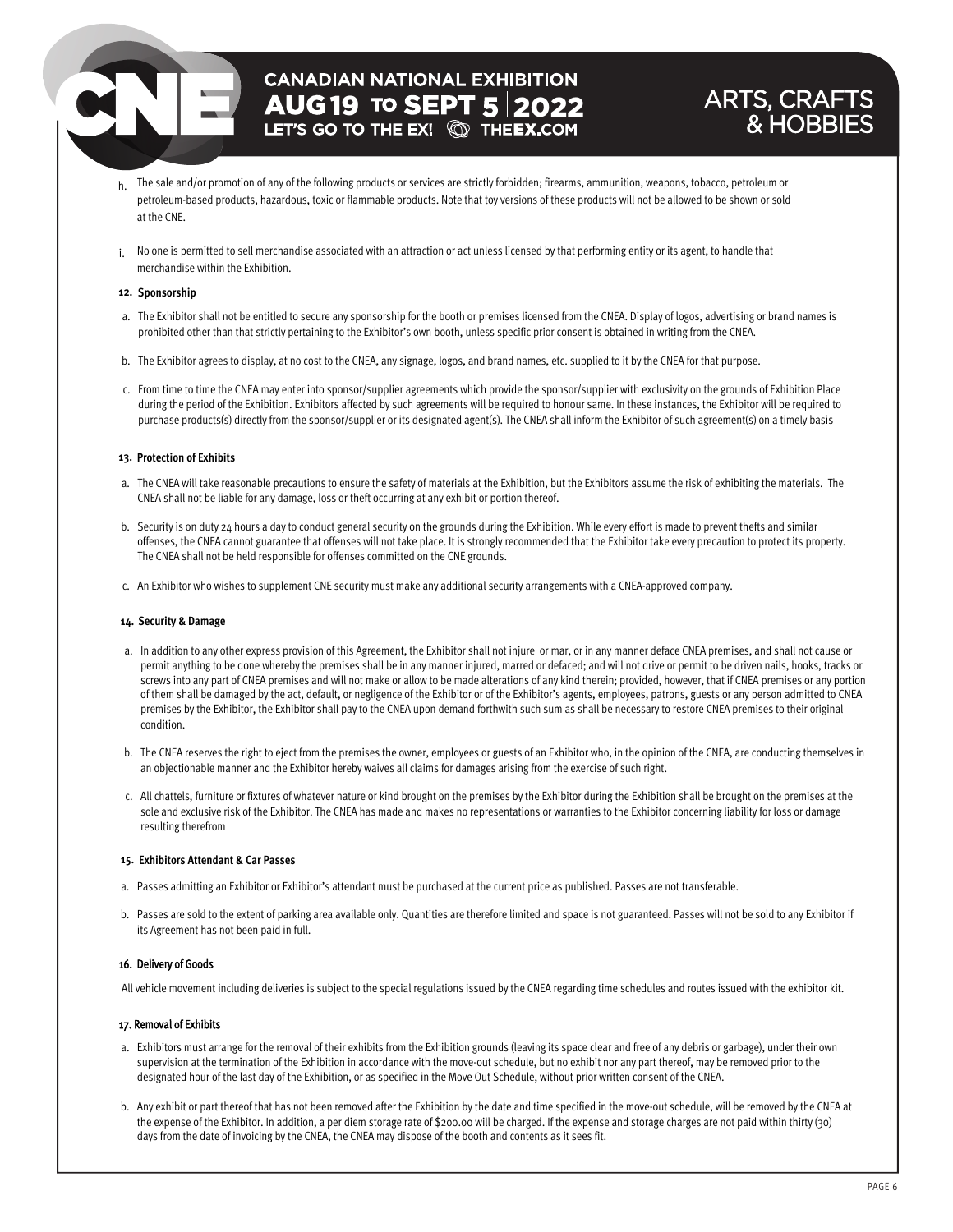h. The sale and/or promotion of any of the following products or services are strictly forbidden; firearms, ammunition, weapons, tobacco, petroleum or petroleum-based products, hazardous, toxic or flammable products. Note that toy versions of these products will not be allowed to be shown or sold at the CNE.

i. No one is permitted to sell merchandise associated with an attraction or act unless licensed by that performing entity or its agent, to handle that merchandise within the Exhibition.

**12. Sponsorship**

a. The Exhibitor shall not be entitled to secure any sponsorship for the booth or premises licensed from the CNEA. Display of logos, advertising or brand names is prohibited other than that strictly pertaining to the Exhibitor's own booth, unless specific prior consent is obtained in writing from the CNEA.

b. The Exhibitor agrees to display, at no cost to the CNEA, any signage, logos, and brand names, etc. supplied to it by the CNEA for that purpose.

c. From time to time the CNEA may enter into sponsor/supplier agreements which provide the sponsor/supplier with exclusivity on the grounds of Exhibition Place during the period of the Exhibition. Exhibitors affected by such agreements will be required to honour same. In these instances, the Exhibitor will be required to purchase products(s) directly from the sponsor/supplier or its designated agent(s). The CNEA shall inform the Exhibitor of such agreement(s) on a timely basis

**13. Protection of Exhibits**

a. The CNEA will take reasonable precautions to ensure the safety of materials at the Exhibition, but the Exhibitors assume the risk of exhibiting the materials. The CNEA shall not be liable for any damage, loss or theft occurring at any exhibit or portion thereof.

b. Security is on duty 24 hours a day to conduct general security on the grounds during the Exhibition. While every effort is made to prevent thefts and similar offenses, the CNEA cannot guarantee that offenses will not take place. It is strongly recommended that the Exhibitor take every precaution to protect its property. The CNEA shall not be held responsible for offenses committed on the CNE grounds.

c. An Exhibitor who wishes to supplement CNE security must make any additional security arrangements with a CNEA-approved company.

**14. Security & Damage**

a. In addition to any other express provision of this Agreement, the Exhibitor shall not injure or mar, or in any manner deface CNEA premises, and shall not cause or permit anything to be done whereby the premises shall be in any manner injured, marred or defaced; and will not drive or permit to be driven nails, hooks, tracks or screws into any part of CNEA premises and will not make or allow to be made alterations of any kind therein; provided, however, that if CNEA premises or any portion of them shall be damaged by the act, default, or negligence of the Exhibitor or of the Exhibitor's agents, employees, patrons, guests or any person admitted to CNEA premises by the Exhibitor, the Exhibitor shall pay to the CNEA upon demand forthwith such sum as shall be necessary to restore CNEA premises to their original condition.

b. The CNEA reserves the right to eject from the premises the owner, employees or guests of an Exhibitor who, in the opinion of the CNEA, are conducting themselves in an objectionable manner and the Exhibitor hereby waives all claims for damages arising from the exercise of such right.

c. All chattels, furniture or fixtures of whatever nature or kind brought on the premises by the Exhibitor during the Exhibition shall be brought on the premises at the sole and exclusive risk of the Exhibitor. The CNEA has made and makes no representations or warranties to the Exhibitor concerning liability for loss or damage resulting therefrom

**15. Exhibitors Attendant & Car Passes**

a. Passes admitting an Exhibitor or Exhibitor's attendant must be purchased at the current price as published. Passes are not transferable.

b. Passes are sold to the extent of parking area available only. Quantities are therefore limited and space is not guaranteed. Passes will not be sold to any Exhibitor if its Agreement has not been paid in full.

**16. Delivery of Goods**

All vehicle movement including deliveries is subject to the special regulations issued by the CNEA regarding time schedules and routes issued with the exhibitor kit.

**17. Removal of Exhibits**

a. Exhibitors must arrange for the removal of their exhibits from the Exhibition grounds (leaving its space clear and free of any debris or garbage), under their own supervision at the termination of the Exhibition in accordance with the move-out schedule, but no exhibit nor any part thereof, may be removed prior to the designated hour of the last day of the Exhibition, or as specified in the Move Out Schedule, without prior written consent of the CNEA.

b. Any exhibit or part thereof that has not been removed after the Exhibition by the date and time specified in the move-out schedule, will be removed by the CNEA at the expense of the Exhibitor. In addition, a per diem storage rate of $200.00 will be charged. If the expense and storage charges are not paid within thirty (30) days from the date of invoicing by the CNEA, the CNEA may dispose of the booth and contents as it sees fit.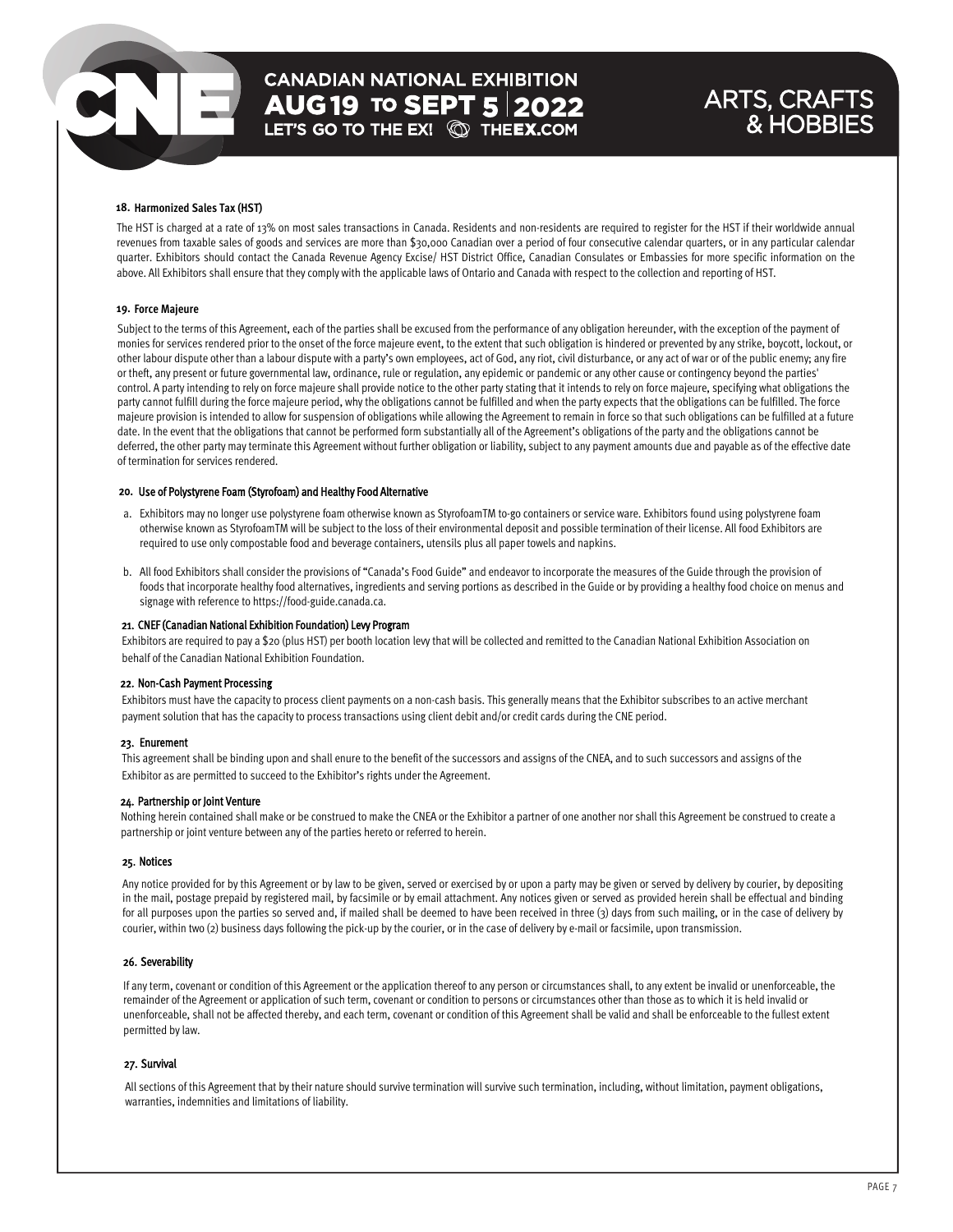### 18. Harmonized Sales Tax (HST)

The HST is charged at a rate of 13% on most sales transactions in Canada. Residents and non-residents are required to register for the HST if their worldwide annual revenues from taxable sales of goods and services are more than $30,000 Canadian over a period of four consecutive calendar quarters, or in any particular calendar quarter. Exhibitors should contact the Canada Revenue Agency Excise/ HST District Office, Canadian Consulates or Embassies for more specific information on the above. All Exhibitors shall ensure that they comply with the applicable laws of Ontario and Canada with respect to the collection and reporting of HST.

### 19. Force Majeure

Subject to the terms of this Agreement, each of the parties shall be excused from the performance of any obligation hereunder, with the exception of the payment of monies for services rendered prior to the onset of the force majeure event, to the extent that such obligation is hindered or prevented by any strike, boycott, lockout, or other labour dispute other than a labour dispute with a party's own employees, act of God, any riot, civil disturbance, or any act of war or of the public enemy; any fire or theft, any present or future governmental law, ordinance, rule or regulation, any epidemic or pandemic or any other cause or contingency beyond the parties' control. A party intending to rely on force majeure shall provide notice to the other party stating that it intends to rely on force majeure, specifying what obligations the party cannot fulfill during the force majeure period, why the obligations cannot be fulfilled and when the party expects that the obligations can be fulfilled. The force majeure provision is intended to allow for suspension of obligations while allowing the Agreement to remain in force so that such obligations can be fulfilled at a future date. In the event that the obligations that cannot be performed form substantially all of the Agreement's obligations of the party and the obligations cannot be deferred, the other party may terminate this Agreement without further obligation or liability, subject to any payment amounts due and payable as of the effective date of termination for services rendered.

### 20. Use of Polystyrene Foam (Styrofoam) and Healthy Food Alternative

a. Exhibitors may no longer use polystyrene foam otherwise known as StyrofoamTM to-go containers or service ware. Exhibitors found using polystyrene foam otherwise known as StyrofoamTM will be subject to the loss of their environmental deposit and possible termination of their license. All food Exhibitors are required to use only compostable food and beverage containers, utensils plus all paper towels and napkins.

b. All food Exhibitors shall consider the provisions of "Canada's Food Guide" and endeavor to incorporate the measures of the Guide through the provision of foods that incorporate healthy food alternatives, ingredients and serving portions as described in the Guide or by providing a healthy food choice on menus and signage with reference to https://food-guide.canada.ca.

### 21. CNEF (Canadian National Exhibition Foundation) Levy Program

Exhibitors are required to pay a $20 (plus HST) per booth location levy that will be collected and remitted to the Canadian National Exhibition Association on behalf of the Canadian National Exhibition Foundation.

### 22. Non-Cash Payment Processing

Exhibitors must have the capacity to process client payments on a non-cash basis. This generally means that the Exhibitor subscribes to an active merchant payment solution that has the capacity to process transactions using client debit and/or credit cards during the CNE period.

### 23. Enurement

This agreement shall be binding upon and shall enure to the benefit of the successors and assigns of the CNEA, and to such successors and assigns of the Exhibitor as are permitted to succeed to the Exhibitor's rights under the Agreement.

### 24. Partnership or Joint Venture

Nothing herein contained shall make or be construed to make the CNEA or the Exhibitor a partner of one another nor shall this Agreement be construed to create a partnership or joint venture between any of the parties hereto or referred to herein.

### 25. Notices

Any notice provided for by this Agreement or by law to be given, served or exercised by or upon a party may be given or served by delivery by courier, by depositing in the mail, postage prepaid by registered mail, by facsimile or by email attachment. Any notices given or served as provided herein shall be effectual and binding for all purposes upon the parties so served and, if mailed shall be deemed to have been received in three (3) days from such mailing, or in the case of delivery by courier, within two (2) business days following the pick-up by the courier, or in the case of delivery by e-mail or facsimile, upon transmission.

### 26. Severability

If any term, covenant or condition of this Agreement or the application thereof to any person or circumstances shall, to any extent be invalid or unenforceable, the remainder of the Agreement or application of such term, covenant or condition to persons or circumstances other than those as to which it is held invalid or unenforceable, shall not be affected thereby, and each term, covenant or condition of this Agreement shall be valid and shall be enforceable to the fullest extent permitted by law.

### 27. Survival

All sections of this Agreement that by their nature should survive termination will survive such termination, including, without limitation, payment obligations, warranties, indemnities and limitations of liability.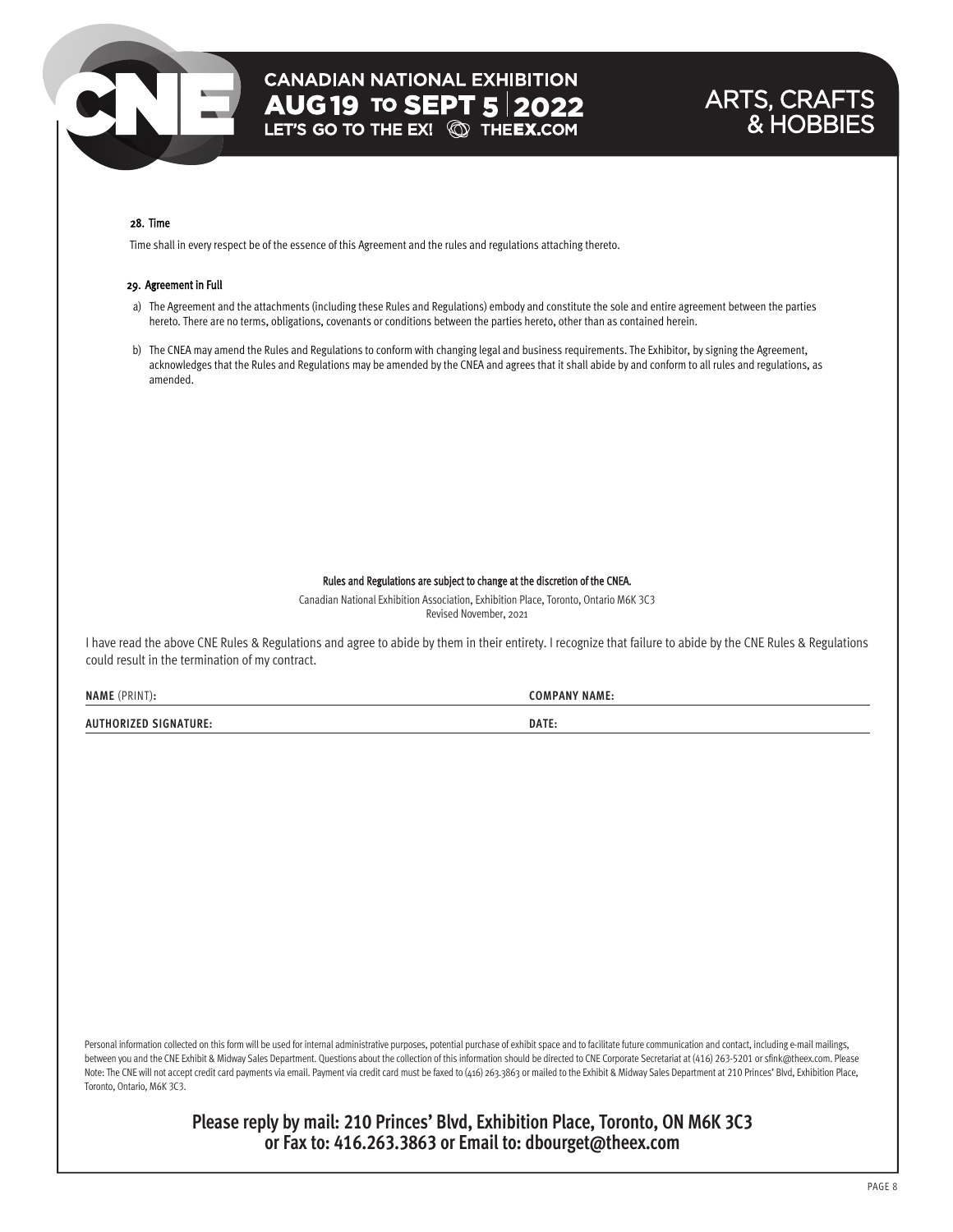### 28. Time

Time shall in every respect be of the essence of this Agreement and the rules and regulations attaching thereto.

### 29. Agreement in Full

a) The Agreement and the attachments (including these Rules and Regulations) embody and constitute the sole and entire agreement between the parties hereto. There are no terms, obligations, covenants or conditions between the parties hereto, other than as contained herein.

b) The CNEA may amend the Rules and Regulations to conform with changing legal and business requirements. The Exhibitor, by signing the Agreement, acknowledges that the Rules and Regulations may be amended by the CNEA and agrees that it shall abide by and conform to all rules and regulations, as amended.

**Rules and Regulations are subject to change at the discretion of the CNEA.**

Canadian National Exhibition Association, Exhibition Place, Toronto, Ontario M6K 3C3
Revised November, 2021

I have read the above CNE Rules & Regulations and agree to abide by them in their entirety. I recognize that failure to abide by the CNE Rules & Regulations could result in the termination of my contract.

**NAME** (PRINT): ______________________ **COMPANY NAME:** ______________________

**AUTHORIZED SIGNATURE:** ______________________ **DATE:** ______________________

Personal information collected on this form will be used for internal administrative purposes, potential purchase of exhibit space and to facilitate future communication and contact, including e-mail mailings, between you and the CNE Exhibit & Midway Sales Department. Questions about the collection of this information should be directed to CNE Corporate Secretariat at (416) 263-5201 or sfink@theex.com. Please Note: The CNE will not accept credit card payments via email. Payment via credit card must be faxed to (416) 263.3863 or mailed to the Exhibit & Midway Sales Department at 210 Princes' Blvd, Exhibition Place, Toronto, Ontario, M6K 3C3.

**Please reply by mail: 210 Princes' Blvd, Exhibition Place, Toronto, ON M6K 3C3 or Fax to: 416.263.3863 or Email to: dbourget@theex.com**